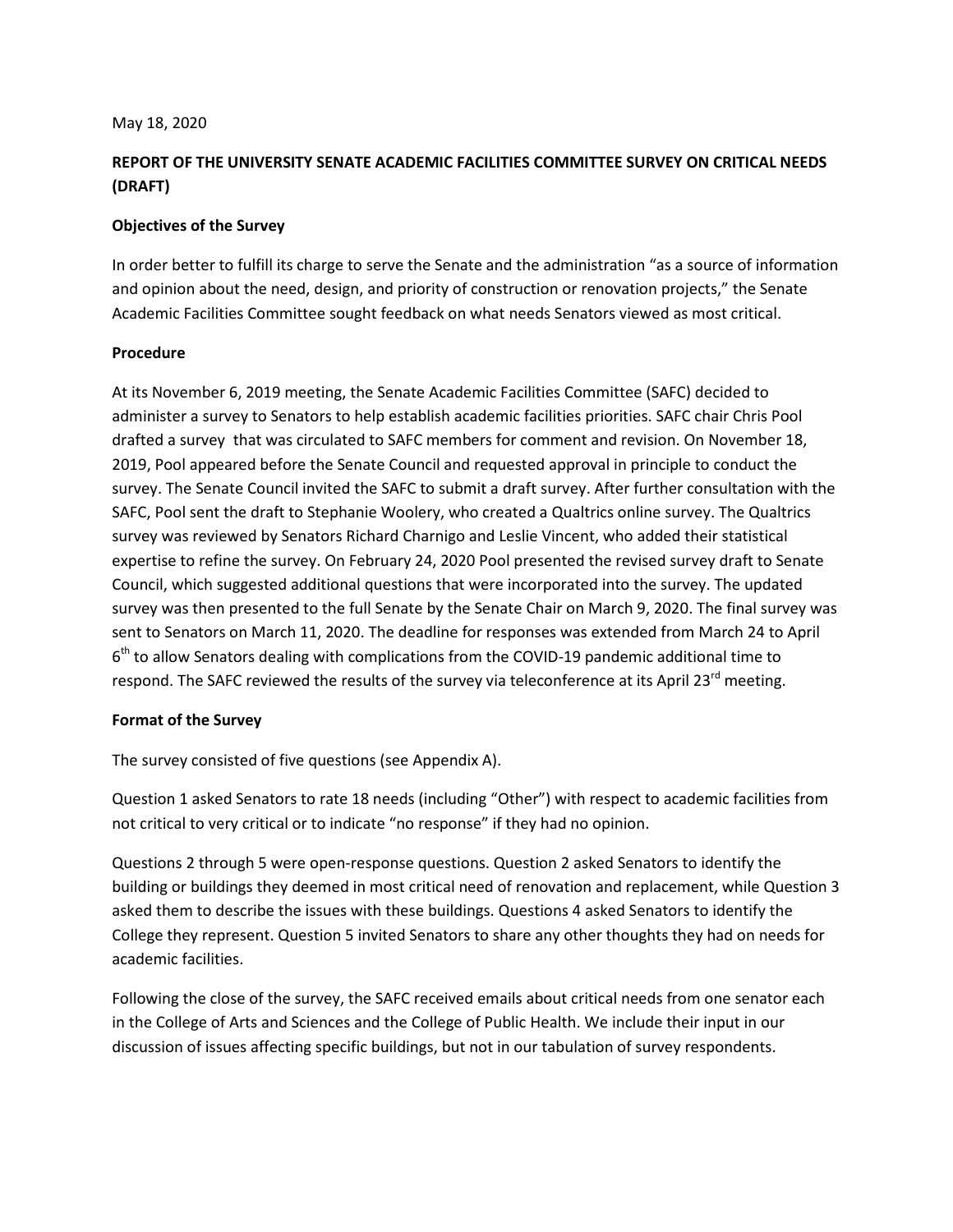May 18, 2020

**REPORT OF THE UNIVERSITY SENATE ACADEMIC FACILITIES COMMITTEE SURVEY ON CRITICAL NEEDS (DRAFT)**

**Objectives of the Survey**

In order better to fulfill its charge to serve the Senate and the administration "as a source of information and opinion about the need, design, and priority of construction or renovation projects," the Senate Academic Facilities Committee sought feedback on what needs Senators viewed as most critical.

**Procedure**

At its November 6, 2019 meeting, the Senate Academic Facilities Committee (SAFC) decided to administer a survey to Senators to help establish academic facilities priorities. SAFC chair Chris Pool drafted a survey that was circulated to SAFC members for comment and revision. On November 18, 2019, Pool appeared before the Senate Council and requested approval in principle to conduct the survey. The Senate Council invited the SAFC to submit a draft survey. After further consultation with the SAFC, Pool sent the draft to Stephanie Woolery, who created a Qualtrics online survey. The Qualtrics survey was reviewed by Senators Richard Charnigo and Leslie Vincent, who added their statistical expertise to refine the survey. On February 24, 2020 Pool presented the revised survey draft to Senate Council, which suggested additional questions that were incorporated into the survey. The updated survey was then presented to the full Senate by the Senate Chair on March 9, 2020. The final survey was sent to Senators on March 11, 2020. The deadline for responses was extended from March 24 to April 6th to allow Senators dealing with complications from the COVID-19 pandemic additional time to respond. The SAFC reviewed the results of the survey via teleconference at its April 23rd meeting.

**Format of the Survey**

The survey consisted of five questions (see Appendix A).

Question 1 asked Senators to rate 18 needs (including "Other") with respect to academic facilities from not critical to very critical or to indicate "no response" if they had no opinion.

Questions 2 through 5 were open-response questions. Question 2 asked Senators to identify the building or buildings they deemed in most critical need of renovation and replacement, while Question 3 asked them to describe the issues with these buildings. Questions 4 asked Senators to identify the College they represent. Question 5 invited Senators to share any other thoughts they had on needs for academic facilities.

Following the close of the survey, the SAFC received emails about critical needs from one senator each in the College of Arts and Sciences and the College of Public Health. We include their input in our discussion of issues affecting specific buildings, but not in our tabulation of survey respondents.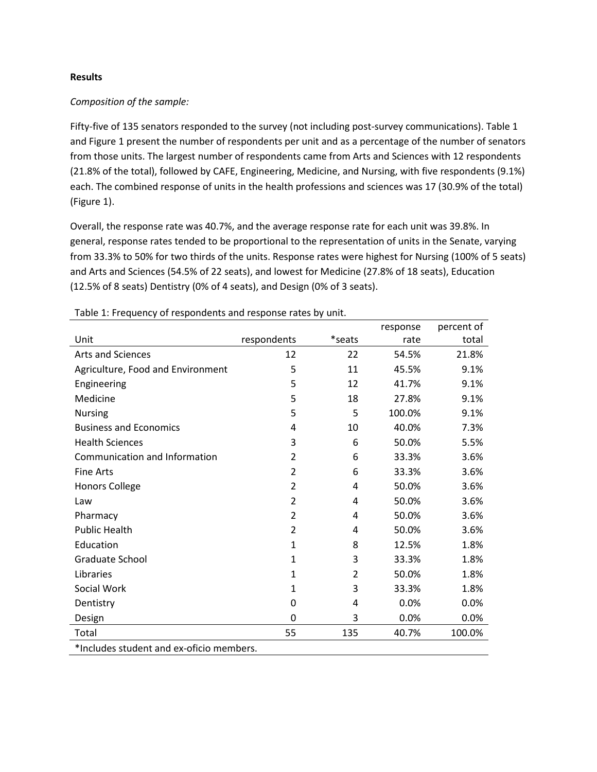**Results**

*Composition of the sample:*

Fifty-five of 135 senators responded to the survey (not including post-survey communications). Table 1 and Figure 1 present the number of respondents per unit and as a percentage of the number of senators from those units. The largest number of respondents came from Arts and Sciences with 12 respondents (21.8% of the total), followed by CAFE, Engineering, Medicine, and Nursing, with five respondents (9.1%) each. The combined response of units in the health professions and sciences was 17 (30.9% of the total) (Figure 1).

Overall, the response rate was 40.7%, and the average response rate for each unit was 39.8%. In general, response rates tended to be proportional to the representation of units in the Senate, varying from 33.3% to 50% for two thirds of the units. Response rates were highest for Nursing (100% of 5 seats) and Arts and Sciences (54.5% of 22 seats), and lowest for Medicine (27.8% of 18 seats), Education (12.5% of 8 seats) Dentistry (0% of 4 seats), and Design (0% of 3 seats).

Table 1: Frequency of respondents and response rates by unit.

| Unit | respondents | *seats | response rate | percent of total |
|---|---|---|---|---|
| Arts and Sciences | 12 | 22 | 54.5% | 21.8% |
| Agriculture, Food and Environment | 5 | 11 | 45.5% | 9.1% |
| Engineering | 5 | 12 | 41.7% | 9.1% |
| Medicine | 5 | 18 | 27.8% | 9.1% |
| Nursing | 5 | 5 | 100.0% | 9.1% |
| Business and Economics | 4 | 10 | 40.0% | 7.3% |
| Health Sciences | 3 | 6 | 50.0% | 5.5% |
| Communication and Information | 2 | 6 | 33.3% | 3.6% |
| Fine Arts | 2 | 6 | 33.3% | 3.6% |
| Honors College | 2 | 4 | 50.0% | 3.6% |
| Law | 2 | 4 | 50.0% | 3.6% |
| Pharmacy | 2 | 4 | 50.0% | 3.6% |
| Public Health | 2 | 4 | 50.0% | 3.6% |
| Education | 1 | 8 | 12.5% | 1.8% |
| Graduate School | 1 | 3 | 33.3% | 1.8% |
| Libraries | 1 | 2 | 50.0% | 1.8% |
| Social Work | 1 | 3 | 33.3% | 1.8% |
| Dentistry | 0 | 4 | 0.0% | 0.0% |
| Design | 0 | 3 | 0.0% | 0.0% |
| Total | 55 | 135 | 40.7% | 100.0% |

*Includes student and ex-oficio members.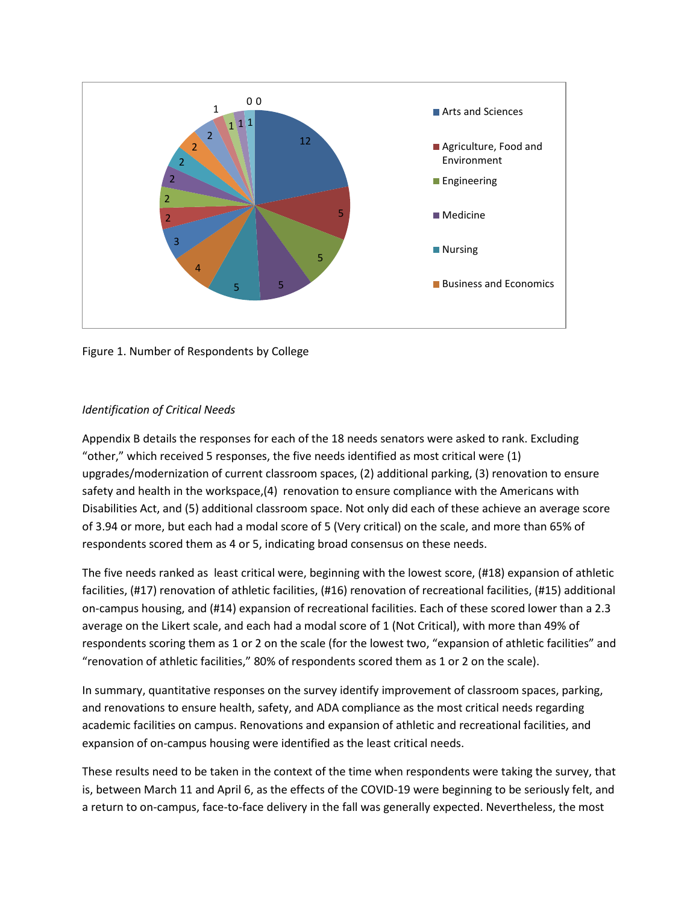Figure 1. Number of Respondents by College

*Identification of Critical Needs*

Appendix B details the responses for each of the 18 needs senators were asked to rank. Excluding "other," which received 5 responses, the five needs identified as most critical were (1) upgrades/modernization of current classroom spaces, (2) additional parking, (3) renovation to ensure safety and health in the workspace,(4) renovation to ensure compliance with the Americans with Disabilities Act, and (5) additional classroom space. Not only did each of these achieve an average score of 3.94 or more, but each had a modal score of 5 (Very critical) on the scale, and more than 65% of respondents scored them as 4 or 5, indicating broad consensus on these needs.

The five needs ranked as least critical were, beginning with the lowest score, (#18) expansion of athletic facilities, (#17) renovation of athletic facilities, (#16) renovation of recreational facilities, (#15) additional on-campus housing, and (#14) expansion of recreational facilities. Each of these scored lower than a 2.3 average on the Likert scale, and each had a modal score of 1 (Not Critical), with more than 49% of respondents scoring them as 1 or 2 on the scale (for the lowest two, "expansion of athletic facilities" and "renovation of athletic facilities," 80% of respondents scored them as 1 or 2 on the scale).

In summary, quantitative responses on the survey identify improvement of classroom spaces, parking, and renovations to ensure health, safety, and ADA compliance as the most critical needs regarding academic facilities on campus. Renovations and expansion of athletic and recreational facilities, and expansion of on-campus housing were identified as the least critical needs.

These results need to be taken in the context of the time when respondents were taking the survey, that is, between March 11 and April 6, as the effects of the COVID-19 were beginning to be seriously felt, and a return to on-campus, face-to-face delivery in the fall was generally expected. Nevertheless, the most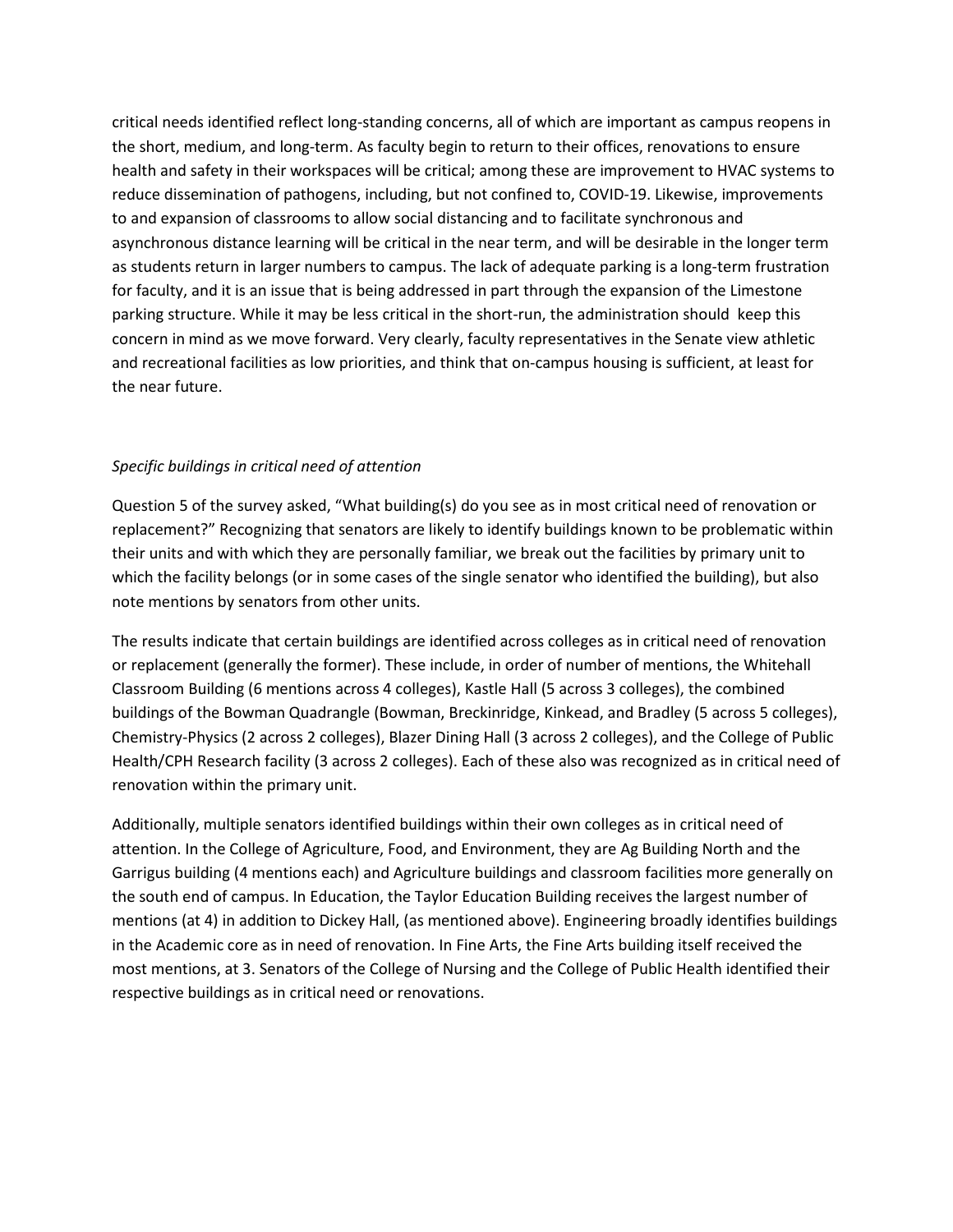critical needs identified reflect long-standing concerns, all of which are important as campus reopens in the short, medium, and long-term. As faculty begin to return to their offices, renovations to ensure health and safety in their workspaces will be critical; among these are improvement to HVAC systems to reduce dissemination of pathogens, including, but not confined to, COVID-19. Likewise, improvements to and expansion of classrooms to allow social distancing and to facilitate synchronous and asynchronous distance learning will be critical in the near term, and will be desirable in the longer term as students return in larger numbers to campus. The lack of adequate parking is a long-term frustration for faculty, and it is an issue that is being addressed in part through the expansion of the Limestone parking structure. While it may be less critical in the short-run, the administration should keep this concern in mind as we move forward. Very clearly, faculty representatives in the Senate view athletic and recreational facilities as low priorities, and think that on-campus housing is sufficient, at least for the near future.

*Specific buildings in critical need of attention*

Question 5 of the survey asked, "What building(s) do you see as in most critical need of renovation or replacement?" Recognizing that senators are likely to identify buildings known to be problematic within their units and with which they are personally familiar, we break out the facilities by primary unit to which the facility belongs (or in some cases of the single senator who identified the building), but also note mentions by senators from other units.

The results indicate that certain buildings are identified across colleges as in critical need of renovation or replacement (generally the former). These include, in order of number of mentions, the Whitehall Classroom Building (6 mentions across 4 colleges), Kastle Hall (5 across 3 colleges), the combined buildings of the Bowman Quadrangle (Bowman, Breckinridge, Kinkead, and Bradley (5 across 5 colleges), Chemistry-Physics (2 across 2 colleges), Blazer Dining Hall (3 across 2 colleges), and the College of Public Health/CPH Research facility (3 across 2 colleges). Each of these also was recognized as in critical need of renovation within the primary unit.

Additionally, multiple senators identified buildings within their own colleges as in critical need of attention. In the College of Agriculture, Food, and Environment, they are Ag Building North and the Garrigus building (4 mentions each) and Agriculture buildings and classroom facilities more generally on the south end of campus. In Education, the Taylor Education Building receives the largest number of mentions (at 4) in addition to Dickey Hall, (as mentioned above). Engineering broadly identifies buildings in the Academic core as in need of renovation. In Fine Arts, the Fine Arts building itself received the most mentions, at 3. Senators of the College of Nursing and the College of Public Health identified their respective buildings as in critical need or renovations.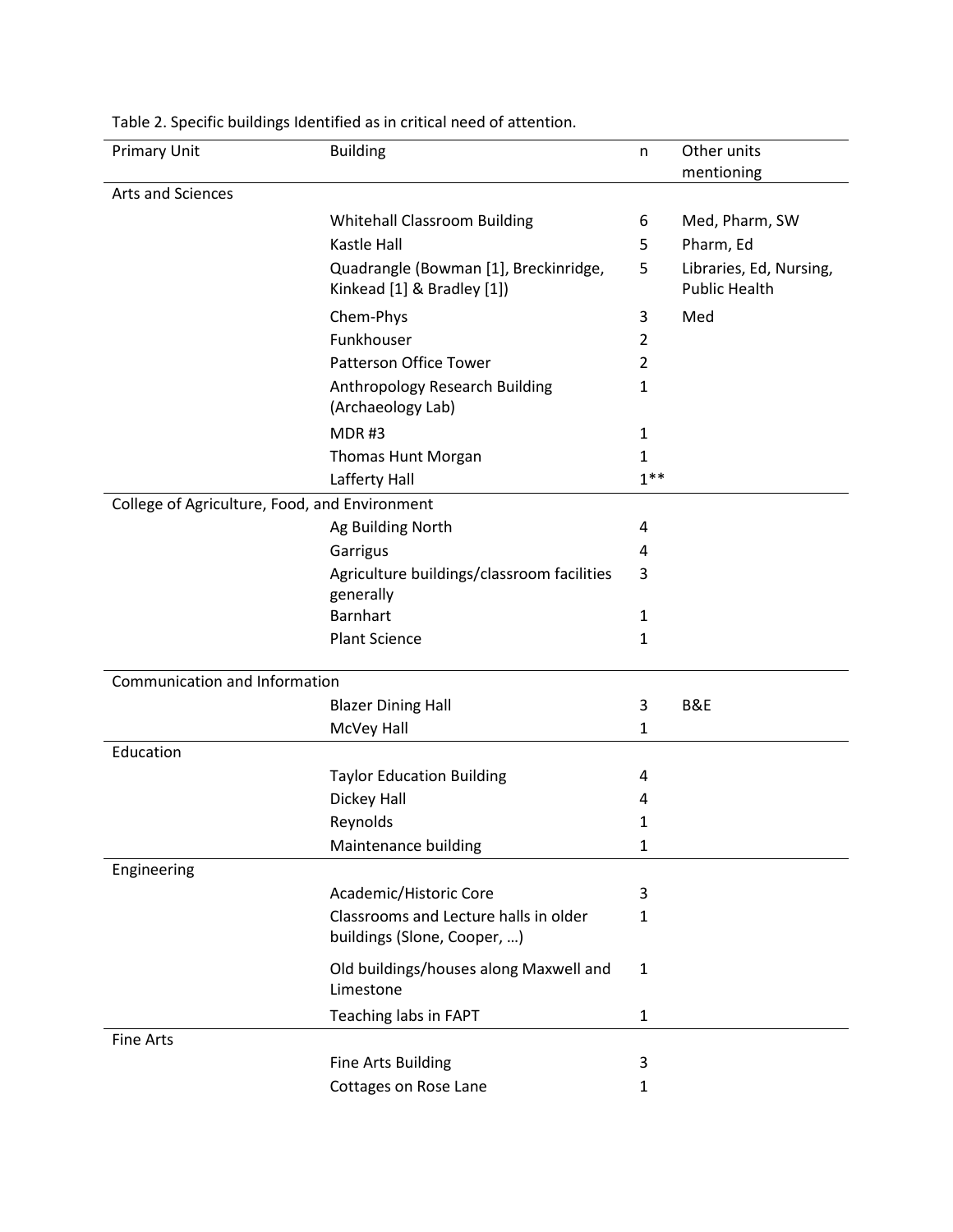Table 2. Specific buildings Identified as in critical need of attention.

| Primary Unit | Building | n | Other units mentioning |
|---|---|---|---|
| Arts and Sciences | | | |
| | Whitehall Classroom Building | 6 | Med, Pharm, SW |
| | Kastle Hall | 5 | Pharm, Ed |
| | Quadrangle (Bowman [1], Breckinridge, Kinkead [1] & Bradley [1]) | 5 | Libraries, Ed, Nursing, Public Health |
| | Chem-Phys | 3 | Med |
| | Funkhouser | 2 | |
| | Patterson Office Tower | 2 | |
| | Anthropology Research Building (Archaeology Lab) | 1 | |
| | MDR #3 | 1 | |
| | Thomas Hunt Morgan | 1 | |
| | Lafferty Hall | 1** | |
| College of Agriculture, Food, and Environment | | | |
| | Ag Building North | 4 | |
| | Garrigus | 4 | |
| | Agriculture buildings/classroom facilities generally | 3 | |
| | Barnhart | 1 | |
| | Plant Science | 1 | |
| Communication and Information | | | |
| | Blazer Dining Hall | 3 | B&E |
| | McVey Hall | 1 | |
| Education | | | |
| | Taylor Education Building | 4 | |
| | Dickey Hall | 4 | |
| | Reynolds | 1 | |
| | Maintenance building | 1 | |
| Engineering | | | |
| | Academic/Historic Core | 3 | |
| | Classrooms and Lecture halls in older buildings (Slone, Cooper, …) | 1 | |
| | Old buildings/houses along Maxwell and Limestone | 1 | |
| | Teaching labs in FAPT | 1 | |
| Fine Arts | | | |
| | Fine Arts Building | 3 | |
| | Cottages on Rose Lane | 1 | |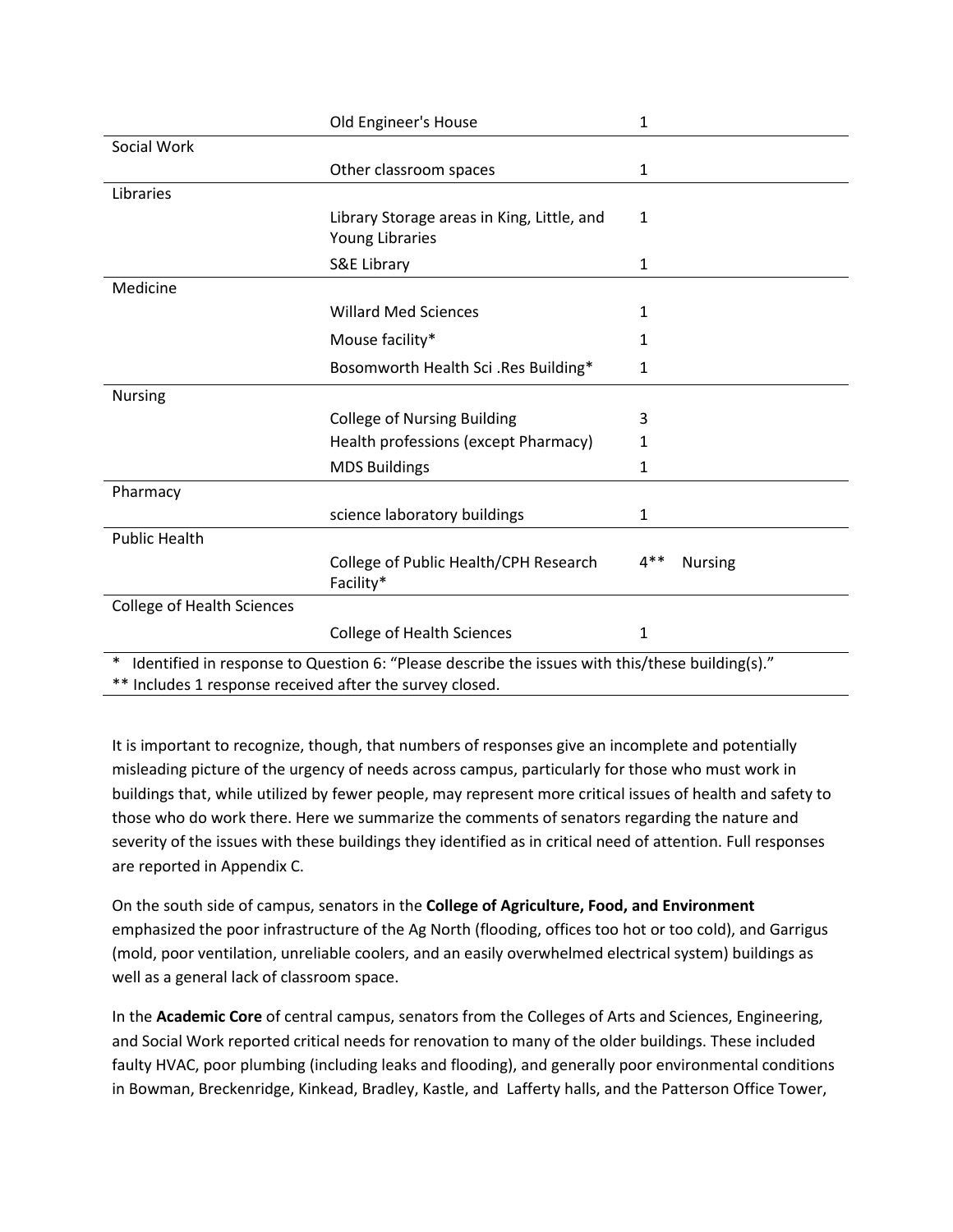| | | | |
|---|---|---|---|
| | Old Engineer's House | 1 | |
| Social Work | | | |
| | Other classroom spaces | 1 | |
| Libraries | | | |
| | Library Storage areas in King, Little, and Young Libraries | 1 | |
| | S&E Library | 1 | |
| Medicine | | | |
| | Willard Med Sciences | 1 | |
| | Mouse facility* | 1 | |
| | Bosomworth Health Sci .Res Building* | 1 | |
| Nursing | | | |
| | College of Nursing Building | 3 | |
| | Health professions (except Pharmacy) | 1 | |
| | MDS Buildings | 1 | |
| Pharmacy | | | |
| | science laboratory buildings | 1 | |
| Public Health | | | |
| | College of Public Health/CPH Research Facility* | 4** | Nursing |
| College of Health Sciences | | | |
| | College of Health Sciences | 1 | |

* Identified in response to Question 6: "Please describe the issues with this/these building(s)."
** Includes 1 response received after the survey closed.

It is important to recognize, though, that numbers of responses give an incomplete and potentially misleading picture of the urgency of needs across campus, particularly for those who must work in buildings that, while utilized by fewer people, may represent more critical issues of health and safety to those who do work there. Here we summarize the comments of senators regarding the nature and severity of the issues with these buildings they identified as in critical need of attention. Full responses are reported in Appendix C.

On the south side of campus, senators in the **College of Agriculture, Food, and Environment** emphasized the poor infrastructure of the Ag North (flooding, offices too hot or too cold), and Garrigus (mold, poor ventilation, unreliable coolers, and an easily overwhelmed electrical system) buildings as well as a general lack of classroom space.

In the **Academic Core** of central campus, senators from the Colleges of Arts and Sciences, Engineering, and Social Work reported critical needs for renovation to many of the older buildings. These included faulty HVAC, poor plumbing (including leaks and flooding), and generally poor environmental conditions in Bowman, Breckenridge, Kinkead, Bradley, Kastle, and Lafferty halls, and the Patterson Office Tower,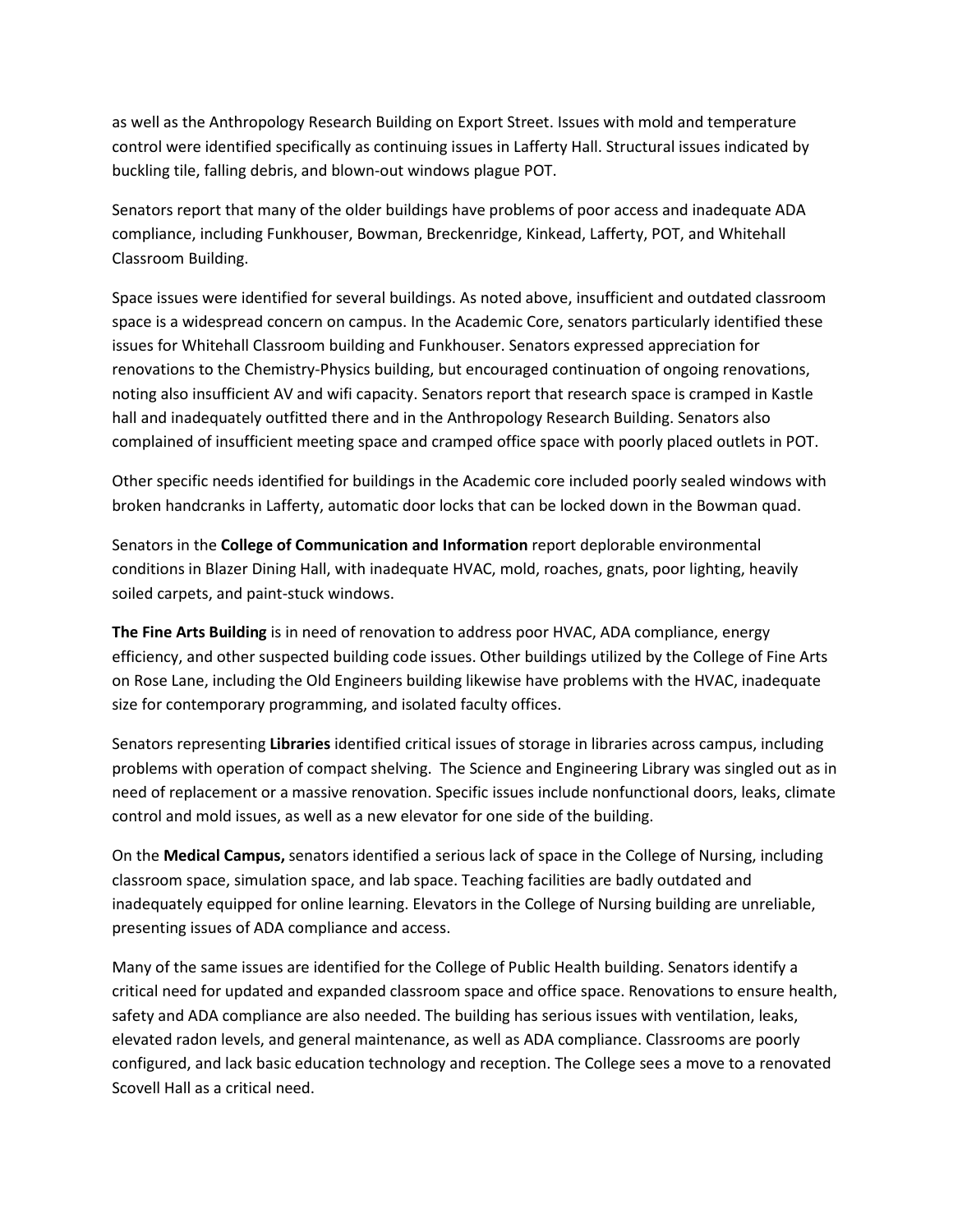as well as the Anthropology Research Building on Export Street. Issues with mold and temperature control were identified specifically as continuing issues in Lafferty Hall. Structural issues indicated by buckling tile, falling debris, and blown-out windows plague POT.

Senators report that many of the older buildings have problems of poor access and inadequate ADA compliance, including Funkhouser, Bowman, Breckenridge, Kinkead, Lafferty, POT, and Whitehall Classroom Building.

Space issues were identified for several buildings. As noted above, insufficient and outdated classroom space is a widespread concern on campus. In the Academic Core, senators particularly identified these issues for Whitehall Classroom building and Funkhouser. Senators expressed appreciation for renovations to the Chemistry-Physics building, but encouraged continuation of ongoing renovations, noting also insufficient AV and wifi capacity. Senators report that research space is cramped in Kastle hall and inadequately outfitted there and in the Anthropology Research Building. Senators also complained of insufficient meeting space and cramped office space with poorly placed outlets in POT.

Other specific needs identified for buildings in the Academic core included poorly sealed windows with broken handcranks in Lafferty, automatic door locks that can be locked down in the Bowman quad.

Senators in the **College of Communication and Information** report deplorable environmental conditions in Blazer Dining Hall, with inadequate HVAC, mold, roaches, gnats, poor lighting, heavily soiled carpets, and paint-stuck windows.

**The Fine Arts Building** is in need of renovation to address poor HVAC, ADA compliance, energy efficiency, and other suspected building code issues. Other buildings utilized by the College of Fine Arts on Rose Lane, including the Old Engineers building likewise have problems with the HVAC, inadequate size for contemporary programming, and isolated faculty offices.

Senators representing **Libraries** identified critical issues of storage in libraries across campus, including problems with operation of compact shelving. The Science and Engineering Library was singled out as in need of replacement or a massive renovation. Specific issues include nonfunctional doors, leaks, climate control and mold issues, as well as a new elevator for one side of the building.

On the **Medical Campus,** senators identified a serious lack of space in the College of Nursing, including classroom space, simulation space, and lab space. Teaching facilities are badly outdated and inadequately equipped for online learning. Elevators in the College of Nursing building are unreliable, presenting issues of ADA compliance and access.

Many of the same issues are identified for the College of Public Health building. Senators identify a critical need for updated and expanded classroom space and office space. Renovations to ensure health, safety and ADA compliance are also needed. The building has serious issues with ventilation, leaks, elevated radon levels, and general maintenance, as well as ADA compliance. Classrooms are poorly configured, and lack basic education technology and reception. The College sees a move to a renovated Scovell Hall as a critical need.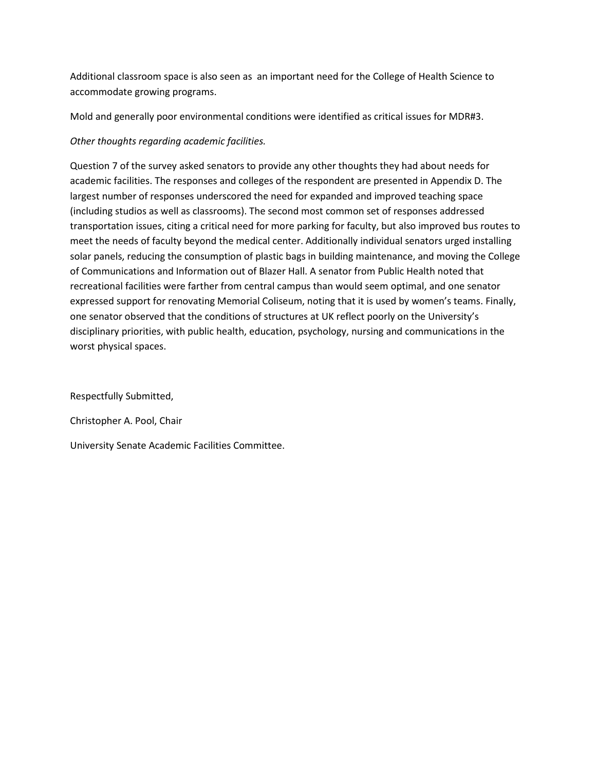Additional classroom space is also seen as an important need for the College of Health Science to accommodate growing programs.

Mold and generally poor environmental conditions were identified as critical issues for MDR#3.

*Other thoughts regarding academic facilities.*

Question 7 of the survey asked senators to provide any other thoughts they had about needs for academic facilities. The responses and colleges of the respondent are presented in Appendix D. The largest number of responses underscored the need for expanded and improved teaching space (including studios as well as classrooms). The second most common set of responses addressed transportation issues, citing a critical need for more parking for faculty, but also improved bus routes to meet the needs of faculty beyond the medical center. Additionally individual senators urged installing solar panels, reducing the consumption of plastic bags in building maintenance, and moving the College of Communications and Information out of Blazer Hall. A senator from Public Health noted that recreational facilities were farther from central campus than would seem optimal, and one senator expressed support for renovating Memorial Coliseum, noting that it is used by women's teams. Finally, one senator observed that the conditions of structures at UK reflect poorly on the University's disciplinary priorities, with public health, education, psychology, nursing and communications in the worst physical spaces.

Respectfully Submitted,

Christopher A. Pool, Chair

University Senate Academic Facilities Committee.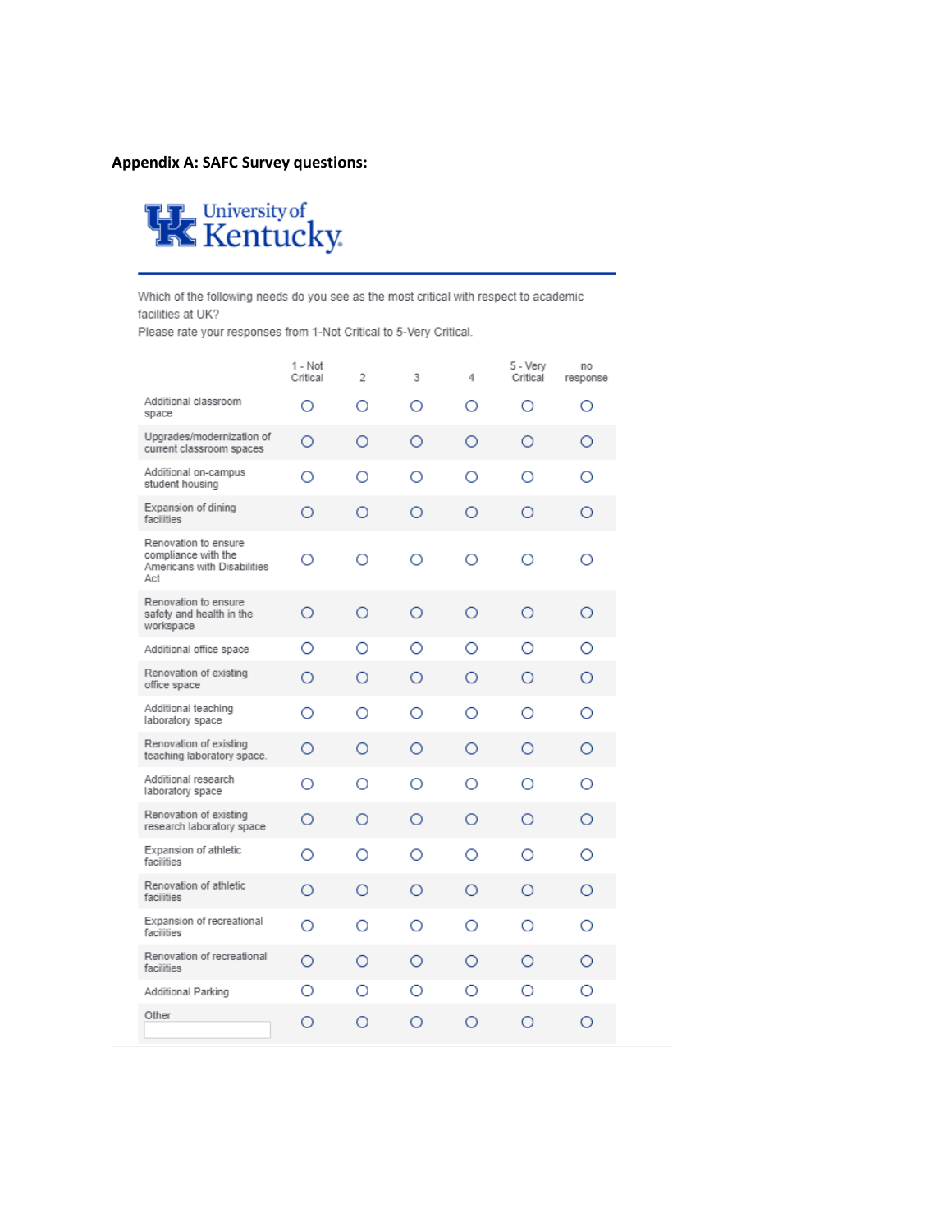**Appendix A: SAFC Survey questions:**

University of Kentucky

Which of the following needs do you see as the most critical with respect to academic facilities at UK?
Please rate your responses from 1-Not Critical to 5-Very Critical.

| | 1 - Not Critical | 2 | 3 | 4 | 5 - Very Critical | no response |
|---|---|---|---|---|---|---|
| Additional classroom space | ○ | ○ | ○ | ○ | ○ | ○ |
| Upgrades/modernization of current classroom spaces | ○ | ○ | ○ | ○ | ○ | ○ |
| Additional on-campus student housing | ○ | ○ | ○ | ○ | ○ | ○ |
| Expansion of dining facilities | ○ | ○ | ○ | ○ | ○ | ○ |
| Renovation to ensure compliance with the Americans with Disabilities Act | ○ | ○ | ○ | ○ | ○ | ○ |
| Renovation to ensure safety and health in the workspace | ○ | ○ | ○ | ○ | ○ | ○ |
| Additional office space | ○ | ○ | ○ | ○ | ○ | ○ |
| Renovation of existing office space | ○ | ○ | ○ | ○ | ○ | ○ |
| Additional teaching laboratory space | ○ | ○ | ○ | ○ | ○ | ○ |
| Renovation of existing teaching laboratory space. | ○ | ○ | ○ | ○ | ○ | ○ |
| Additional research laboratory space | ○ | ○ | ○ | ○ | ○ | ○ |
| Renovation of existing research laboratory space | ○ | ○ | ○ | ○ | ○ | ○ |
| Expansion of athletic facilities | ○ | ○ | ○ | ○ | ○ | ○ |
| Renovation of athletic facilities | ○ | ○ | ○ | ○ | ○ | ○ |
| Expansion of recreational facilities | ○ | ○ | ○ | ○ | ○ | ○ |
| Renovation of recreational facilities | ○ | ○ | ○ | ○ | ○ | ○ |
| Additional Parking | ○ | ○ | ○ | ○ | ○ | ○ |
| Other | ○ | ○ | ○ | ○ | ○ | ○ |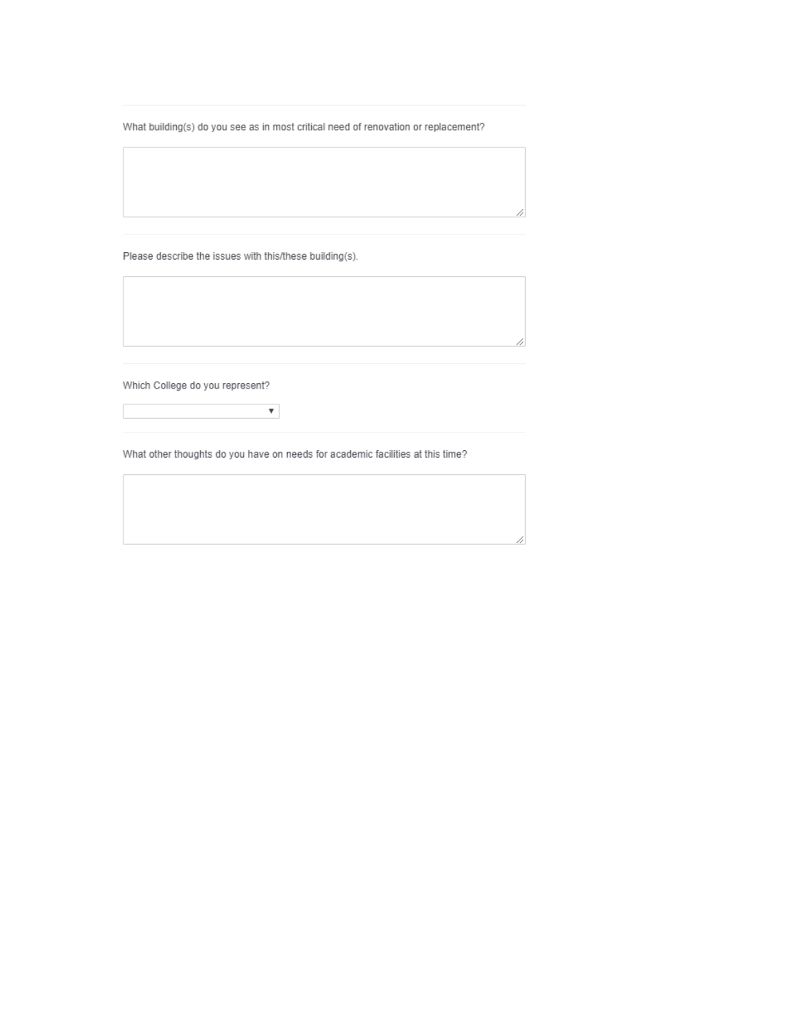What building(s) do you see as in most critical need of renovation or replacement?

Please describe the issues with this/these building(s).

Which College do you represent?

What other thoughts do you have on needs for academic facilities at this time?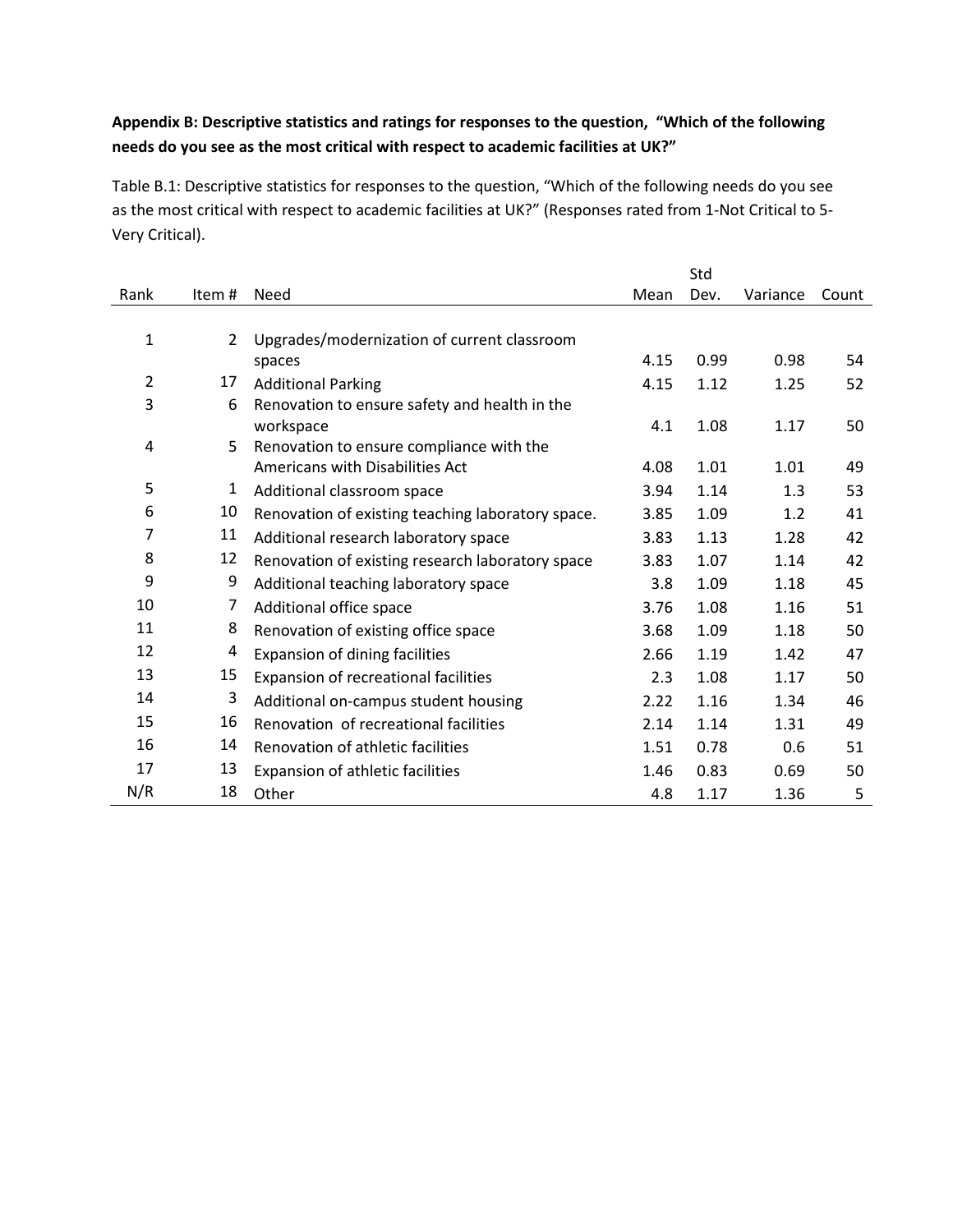**Appendix B: Descriptive statistics and ratings for responses to the question, "Which of the following needs do you see as the most critical with respect to academic facilities at UK?"**

Table B.1: Descriptive statistics for responses to the question, "Which of the following needs do you see as the most critical with respect to academic facilities at UK?" (Responses rated from 1-Not Critical to 5-Very Critical).

| Rank | Item # | Need | Mean | Std Dev. | Variance | Count |
|---|---|---|---|---|---|---|
| 1 | 2 | Upgrades/modernization of current classroom spaces | 4.15 | 0.99 | 0.98 | 54 |
| 2 | 17 | Additional Parking | 4.15 | 1.12 | 1.25 | 52 |
| 3 | 6 | Renovation to ensure safety and health in the workspace | 4.1 | 1.08 | 1.17 | 50 |
| 4 | 5 | Renovation to ensure compliance with the Americans with Disabilities Act | 4.08 | 1.01 | 1.01 | 49 |
| 5 | 1 | Additional classroom space | 3.94 | 1.14 | 1.3 | 53 |
| 6 | 10 | Renovation of existing teaching laboratory space. | 3.85 | 1.09 | 1.2 | 41 |
| 7 | 11 | Additional research laboratory space | 3.83 | 1.13 | 1.28 | 42 |
| 8 | 12 | Renovation of existing research laboratory space | 3.83 | 1.07 | 1.14 | 42 |
| 9 | 9 | Additional teaching laboratory space | 3.8 | 1.09 | 1.18 | 45 |
| 10 | 7 | Additional office space | 3.76 | 1.08 | 1.16 | 51 |
| 11 | 8 | Renovation of existing office space | 3.68 | 1.09 | 1.18 | 50 |
| 12 | 4 | Expansion of dining facilities | 2.66 | 1.19 | 1.42 | 47 |
| 13 | 15 | Expansion of recreational facilities | 2.3 | 1.08 | 1.17 | 50 |
| 14 | 3 | Additional on-campus student housing | 2.22 | 1.16 | 1.34 | 46 |
| 15 | 16 | Renovation of recreational facilities | 2.14 | 1.14 | 1.31 | 49 |
| 16 | 14 | Renovation of athletic facilities | 1.51 | 0.78 | 0.6 | 51 |
| 17 | 13 | Expansion of athletic facilities | 1.46 | 0.83 | 0.69 | 50 |
| N/R | 18 | Other | 4.8 | 1.17 | 1.36 | 5 |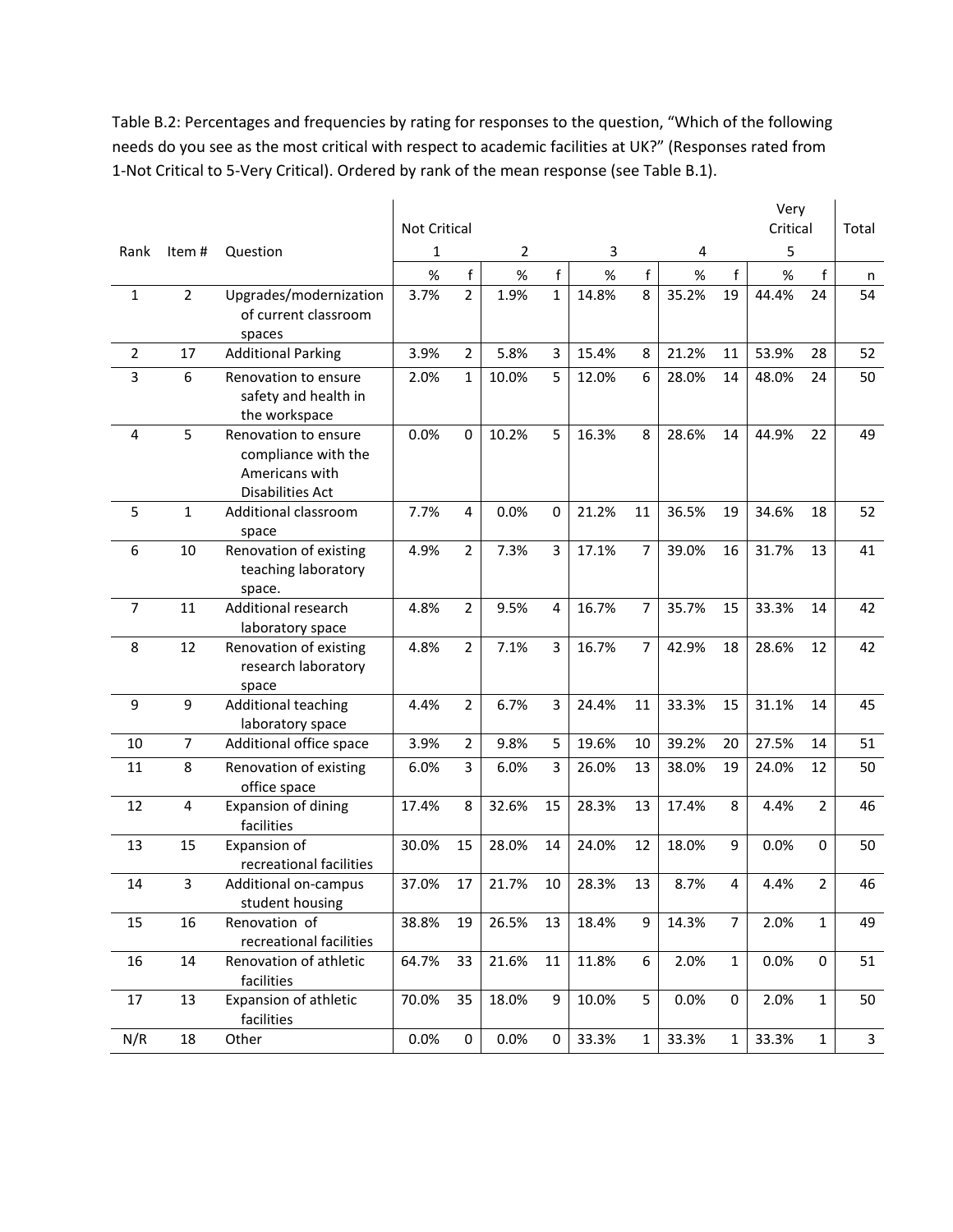Table B.2: Percentages and frequencies by rating for responses to the question, "Which of the following needs do you see as the most critical with respect to academic facilities at UK?" (Responses rated from 1-Not Critical to 5-Very Critical). Ordered by rank of the mean response (see Table B.1).

| Rank | Item # | Question | Not Critical 1 | | 2 | | 3 | | 4 | | Very Critical 5 | | Total |
|---|---|---|---|---|---|---|---|---|---|---|---|---|---|
| | | | % | f | % | f | % | f | % | f | % | f | n |
| 1 | 2 | Upgrades/modernization of current classroom spaces | 3.7% | 2 | 1.9% | 1 | 14.8% | 8 | 35.2% | 19 | 44.4% | 24 | 54 |
| 2 | 17 | Additional Parking | 3.9% | 2 | 5.8% | 3 | 15.4% | 8 | 21.2% | 11 | 53.9% | 28 | 52 |
| 3 | 6 | Renovation to ensure safety and health in the workspace | 2.0% | 1 | 10.0% | 5 | 12.0% | 6 | 28.0% | 14 | 48.0% | 24 | 50 |
| 4 | 5 | Renovation to ensure compliance with the Americans with Disabilities Act | 0.0% | 0 | 10.2% | 5 | 16.3% | 8 | 28.6% | 14 | 44.9% | 22 | 49 |
| 5 | 1 | Additional classroom space | 7.7% | 4 | 0.0% | 0 | 21.2% | 11 | 36.5% | 19 | 34.6% | 18 | 52 |
| 6 | 10 | Renovation of existing teaching laboratory space. | 4.9% | 2 | 7.3% | 3 | 17.1% | 7 | 39.0% | 16 | 31.7% | 13 | 41 |
| 7 | 11 | Additional research laboratory space | 4.8% | 2 | 9.5% | 4 | 16.7% | 7 | 35.7% | 15 | 33.3% | 14 | 42 |
| 8 | 12 | Renovation of existing research laboratory space | 4.8% | 2 | 7.1% | 3 | 16.7% | 7 | 42.9% | 18 | 28.6% | 12 | 42 |
| 9 | 9 | Additional teaching laboratory space | 4.4% | 2 | 6.7% | 3 | 24.4% | 11 | 33.3% | 15 | 31.1% | 14 | 45 |
| 10 | 7 | Additional office space | 3.9% | 2 | 9.8% | 5 | 19.6% | 10 | 39.2% | 20 | 27.5% | 14 | 51 |
| 11 | 8 | Renovation of existing office space | 6.0% | 3 | 6.0% | 3 | 26.0% | 13 | 38.0% | 19 | 24.0% | 12 | 50 |
| 12 | 4 | Expansion of dining facilities | 17.4% | 8 | 32.6% | 15 | 28.3% | 13 | 17.4% | 8 | 4.4% | 2 | 46 |
| 13 | 15 | Expansion of recreational facilities | 30.0% | 15 | 28.0% | 14 | 24.0% | 12 | 18.0% | 9 | 0.0% | 0 | 50 |
| 14 | 3 | Additional on-campus student housing | 37.0% | 17 | 21.7% | 10 | 28.3% | 13 | 8.7% | 4 | 4.4% | 2 | 46 |
| 15 | 16 | Renovation of recreational facilities | 38.8% | 19 | 26.5% | 13 | 18.4% | 9 | 14.3% | 7 | 2.0% | 1 | 49 |
| 16 | 14 | Renovation of athletic facilities | 64.7% | 33 | 21.6% | 11 | 11.8% | 6 | 2.0% | 1 | 0.0% | 0 | 51 |
| 17 | 13 | Expansion of athletic facilities | 70.0% | 35 | 18.0% | 9 | 10.0% | 5 | 0.0% | 0 | 2.0% | 1 | 50 |
| N/R | 18 | Other | 0.0% | 0 | 0.0% | 0 | 33.3% | 1 | 33.3% | 1 | 33.3% | 1 | 3 |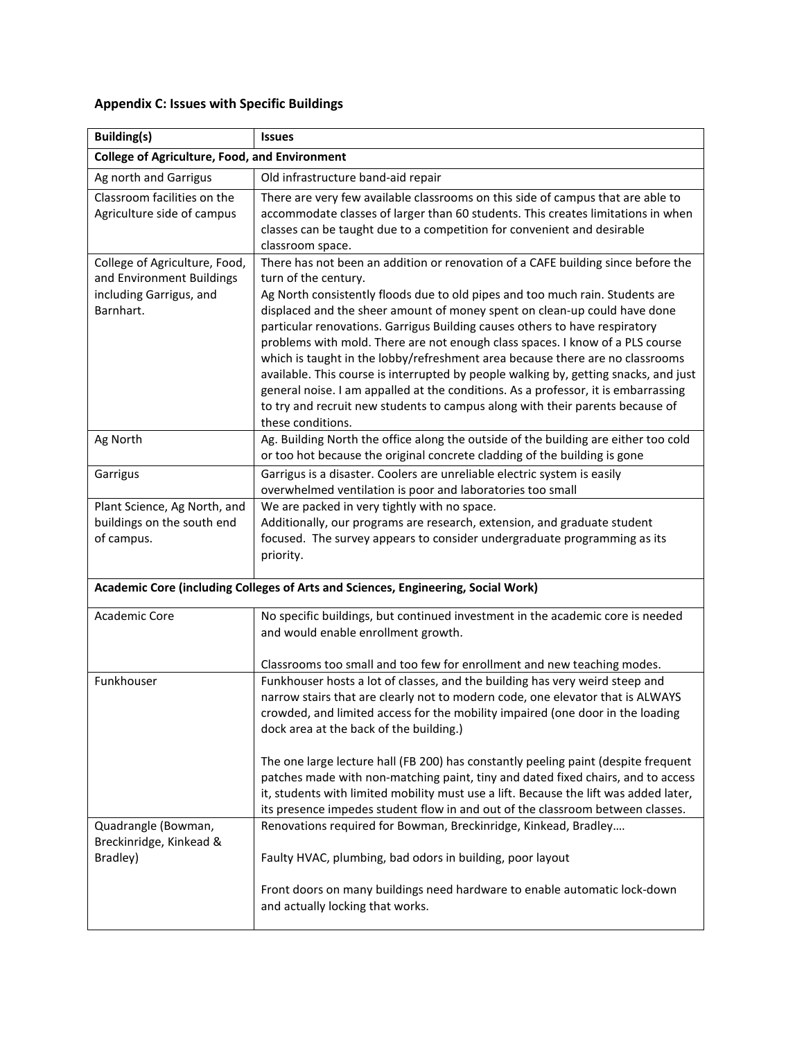## Appendix C: Issues with Specific Buildings

| Building(s) | Issues |
|---|---|
| **College of Agriculture, Food, and Environment** | |
| Ag north and Garrigus | Old infrastructure band-aid repair |
| Classroom facilities on the Agriculture side of campus | There are very few available classrooms on this side of campus that are able to accommodate classes of larger than 60 students. This creates limitations in when classes can be taught due to a competition for convenient and desirable classroom space. |
| College of Agriculture, Food, and Environment Buildings including Garrigus, and Barnhart. | There has not been an addition or renovation of a CAFE building since before the turn of the century.<br>Ag North consistently floods due to old pipes and too much rain. Students are displaced and the sheer amount of money spent on clean-up could have done particular renovations. Garrigus Building causes others to have respiratory problems with mold. There are not enough class spaces. I know of a PLS course which is taught in the lobby/refreshment area because there are no classrooms available. This course is interrupted by people walking by, getting snacks, and just general noise. I am appalled at the conditions. As a professor, it is embarrassing to try and recruit new students to campus along with their parents because of these conditions. |
| Ag North | Ag. Building North the office along the outside of the building are either too cold or too hot because the original concrete cladding of the building is gone |
| Garrigus | Garrigus is a disaster. Coolers are unreliable electric system is easily overwhelmed ventilation is poor and laboratories too small |
| Plant Science, Ag North, and buildings on the south end of campus. | We are packed in very tightly with no space.<br>Additionally, our programs are research, extension, and graduate student focused. The survey appears to consider undergraduate programming as its priority. |
| **Academic Core (including Colleges of Arts and Sciences, Engineering, Social Work)** | |
| Academic Core | No specific buildings, but continued investment in the academic core is needed and would enable enrollment growth.<br><br>Classrooms too small and too few for enrollment and new teaching modes. |
| Funkhouser | Funkhouser hosts a lot of classes, and the building has very weird steep and narrow stairs that are clearly not to modern code, one elevator that is ALWAYS crowded, and limited access for the mobility impaired (one door in the loading dock area at the back of the building.)<br><br>The one large lecture hall (FB 200) has constantly peeling paint (despite frequent patches made with non-matching paint, tiny and dated fixed chairs, and to access it, students with limited mobility must use a lift. Because the lift was added later, its presence impedes student flow in and out of the classroom between classes. |
| Quadrangle (Bowman, Breckinridge, Kinkead & Bradley) | Renovations required for Bowman, Breckinridge, Kinkead, Bradley….<br><br>Faulty HVAC, plumbing, bad odors in building, poor layout<br><br>Front doors on many buildings need hardware to enable automatic lock-down and actually locking that works. |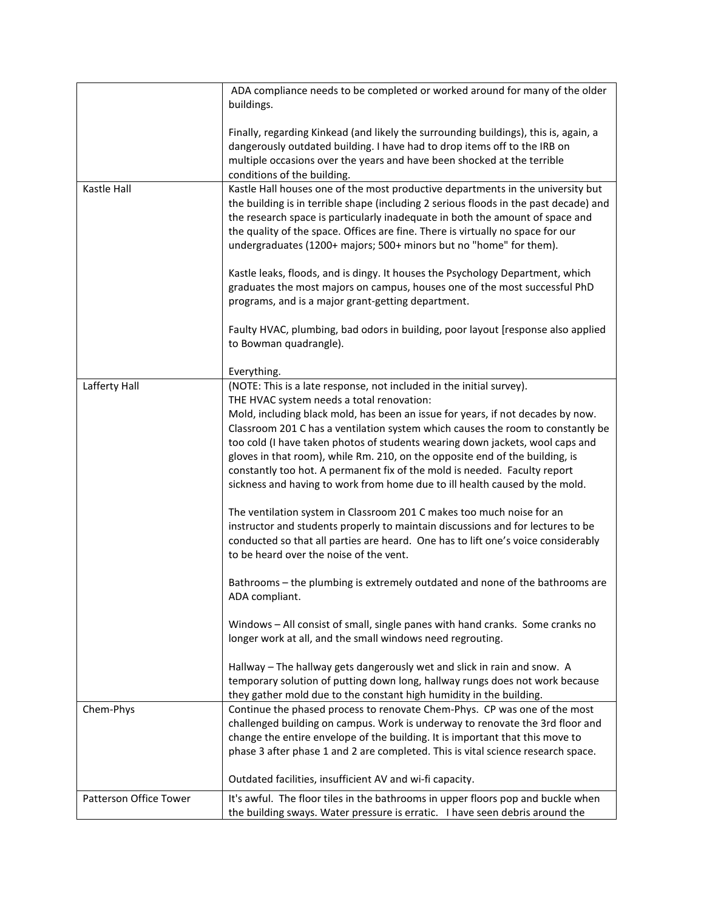| | |
|---|---|
| | ADA compliance needs to be completed or worked around for many of the older buildings.<br><br>Finally, regarding Kinkead (and likely the surrounding buildings), this is, again, a dangerously outdated building. I have had to drop items off to the IRB on multiple occasions over the years and have been shocked at the terrible conditions of the building. |
| Kastle Hall | Kastle Hall houses one of the most productive departments in the university but the building is in terrible shape (including 2 serious floods in the past decade) and the research space is particularly inadequate in both the amount of space and the quality of the space. Offices are fine. There is virtually no space for our undergraduates (1200+ majors; 500+ minors but no "home" for them).<br><br>Kastle leaks, floods, and is dingy. It houses the Psychology Department, which graduates the most majors on campus, houses one of the most successful PhD programs, and is a major grant-getting department.<br><br>Faulty HVAC, plumbing, bad odors in building, poor layout [response also applied to Bowman quadrangle).<br><br>Everything. |
| Lafferty Hall | (NOTE: This is a late response, not included in the initial survey).<br>THE HVAC system needs a total renovation:<br>Mold, including black mold, has been an issue for years, if not decades by now. Classroom 201 C has a ventilation system which causes the room to constantly be too cold (I have taken photos of students wearing down jackets, wool caps and gloves in that room), while Rm. 210, on the opposite end of the building, is constantly too hot. A permanent fix of the mold is needed. Faculty report sickness and having to work from home due to ill health caused by the mold.<br><br>The ventilation system in Classroom 201 C makes too much noise for an instructor and students properly to maintain discussions and for lectures to be conducted so that all parties are heard. One has to lift one's voice considerably to be heard over the noise of the vent.<br><br>Bathrooms – the plumbing is extremely outdated and none of the bathrooms are ADA compliant.<br><br>Windows – All consist of small, single panes with hand cranks. Some cranks no longer work at all, and the small windows need regrouting.<br><br>Hallway – The hallway gets dangerously wet and slick in rain and snow. A temporary solution of putting down long, hallway rungs does not work because they gather mold due to the constant high humidity in the building. |
| Chem-Phys | Continue the phased process to renovate Chem-Phys. CP was one of the most challenged building on campus. Work is underway to renovate the 3rd floor and change the entire envelope of the building. It is important that this move to phase 3 after phase 1 and 2 are completed. This is vital science research space.<br><br>Outdated facilities, insufficient AV and wi-fi capacity. |
| Patterson Office Tower | It's awful. The floor tiles in the bathrooms in upper floors pop and buckle when the building sways. Water pressure is erratic. I have seen debris around the |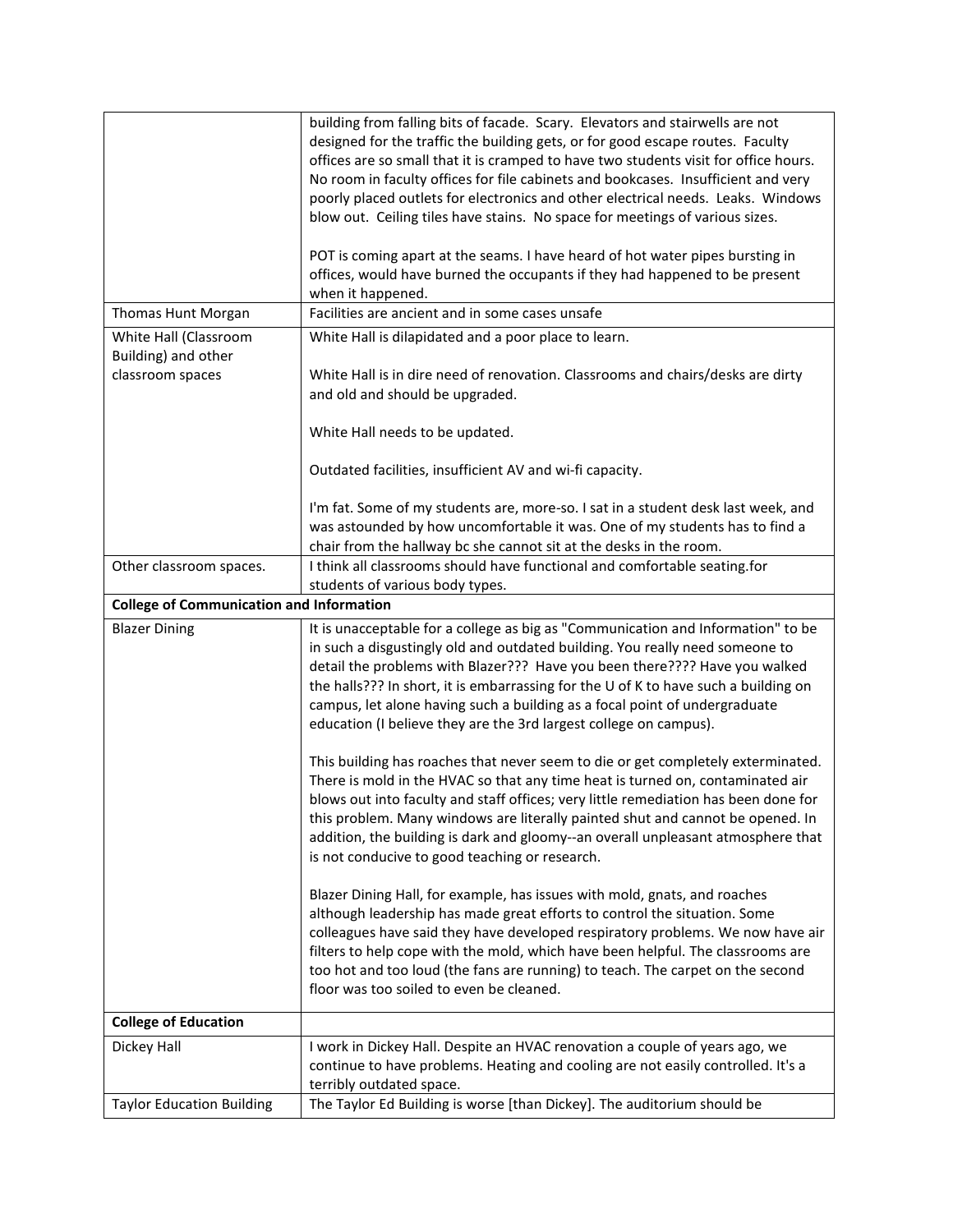| | |
|---|---|
| | building from falling bits of facade. Scary. Elevators and stairwells are not designed for the traffic the building gets, or for good escape routes. Faculty offices are so small that it is cramped to have two students visit for office hours. No room in faculty offices for file cabinets and bookcases. Insufficient and very poorly placed outlets for electronics and other electrical needs. Leaks. Windows blow out. Ceiling tiles have stains. No space for meetings of various sizes.<br><br>POT is coming apart at the seams. I have heard of hot water pipes bursting in offices, would have burned the occupants if they had happened to be present when it happened. |
| Thomas Hunt Morgan | Facilities are ancient and in some cases unsafe |
| White Hall (Classroom Building) and other classroom spaces | White Hall is dilapidated and a poor place to learn.<br><br>White Hall is in dire need of renovation. Classrooms and chairs/desks are dirty and old and should be upgraded.<br><br>White Hall needs to be updated.<br><br>Outdated facilities, insufficient AV and wi-fi capacity.<br><br>I'm fat. Some of my students are, more-so. I sat in a student desk last week, and was astounded by how uncomfortable it was. One of my students has to find a chair from the hallway bc she cannot sit at the desks in the room. |
| Other classroom spaces. | I think all classrooms should have functional and comfortable seating.for students of various body types. |
| **College of Communication and Information** | |
| Blazer Dining | It is unacceptable for a college as big as "Communication and Information" to be in such a disgustingly old and outdated building. You really need someone to detail the problems with Blazer??? Have you been there???? Have you walked the halls??? In short, it is embarrassing for the U of K to have such a building on campus, let alone having such a building as a focal point of undergraduate education (I believe they are the 3rd largest college on campus).<br><br>This building has roaches that never seem to die or get completely exterminated. There is mold in the HVAC so that any time heat is turned on, contaminated air blows out into faculty and staff offices; very little remediation has been done for this problem. Many windows are literally painted shut and cannot be opened. In addition, the building is dark and gloomy--an overall unpleasant atmosphere that is not conducive to good teaching or research.<br><br>Blazer Dining Hall, for example, has issues with mold, gnats, and roaches although leadership has made great efforts to control the situation. Some colleagues have said they have developed respiratory problems. We now have air filters to help cope with the mold, which have been helpful. The classrooms are too hot and too loud (the fans are running) to teach. The carpet on the second floor was too soiled to even be cleaned. |
| **College of Education** | |
| Dickey Hall | I work in Dickey Hall. Despite an HVAC renovation a couple of years ago, we continue to have problems. Heating and cooling are not easily controlled. It's a terribly outdated space. |
| Taylor Education Building | The Taylor Ed Building is worse [than Dickey]. The auditorium should be |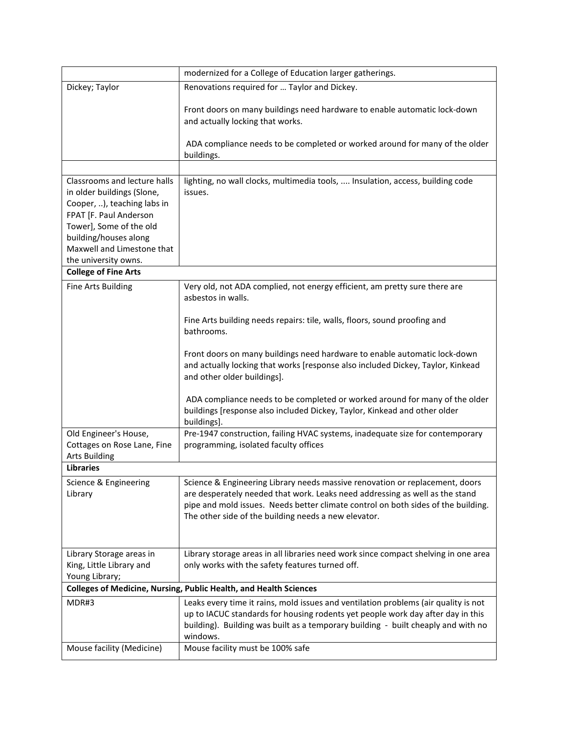| | |
|---|---|
| | modernized for a College of Education larger gatherings. |
| Dickey; Taylor | Renovations required for … Taylor and Dickey.<br><br>Front doors on many buildings need hardware to enable automatic lock-down and actually locking that works.<br><br>ADA compliance needs to be completed or worked around for many of the older buildings. |
| | |
| Classrooms and lecture halls in older buildings (Slone, Cooper, ..), teaching labs in FPAT [F. Paul Anderson Tower], Some of the old building/houses along Maxwell and Limestone that the university owns. | lighting, no wall clocks, multimedia tools, .... Insulation, access, building code issues. |
| **College of Fine Arts** | |
| Fine Arts Building | Very old, not ADA complied, not energy efficient, am pretty sure there are asbestos in walls.<br><br>Fine Arts building needs repairs: tile, walls, floors, sound proofing and bathrooms.<br><br>Front doors on many buildings need hardware to enable automatic lock-down and actually locking that works [response also included Dickey, Taylor, Kinkead and other older buildings].<br><br>ADA compliance needs to be completed or worked around for many of the older buildings [response also included Dickey, Taylor, Kinkead and other older buildings]. |
| Old Engineer's House, Cottages on Rose Lane, Fine Arts Building | Pre-1947 construction, failing HVAC systems, inadequate size for contemporary programming, isolated faculty offices |
| **Libraries** | |
| Science & Engineering Library | Science & Engineering Library needs massive renovation or replacement, doors are desperately needed that work. Leaks need addressing as well as the stand pipe and mold issues. Needs better climate control on both sides of the building. The other side of the building needs a new elevator. |
| Library Storage areas in King, Little Library and Young Library; | Library storage areas in all libraries need work since compact shelving in one area only works with the safety features turned off. |
| **Colleges of Medicine, Nursing, Public Health, and Health Sciences** | |
| MDR#3 | Leaks every time it rains, mold issues and ventilation problems (air quality is not up to IACUC standards for housing rodents yet people work day after day in this building). Building was built as a temporary building - built cheaply and with no windows. |
| Mouse facility (Medicine) | Mouse facility must be 100% safe |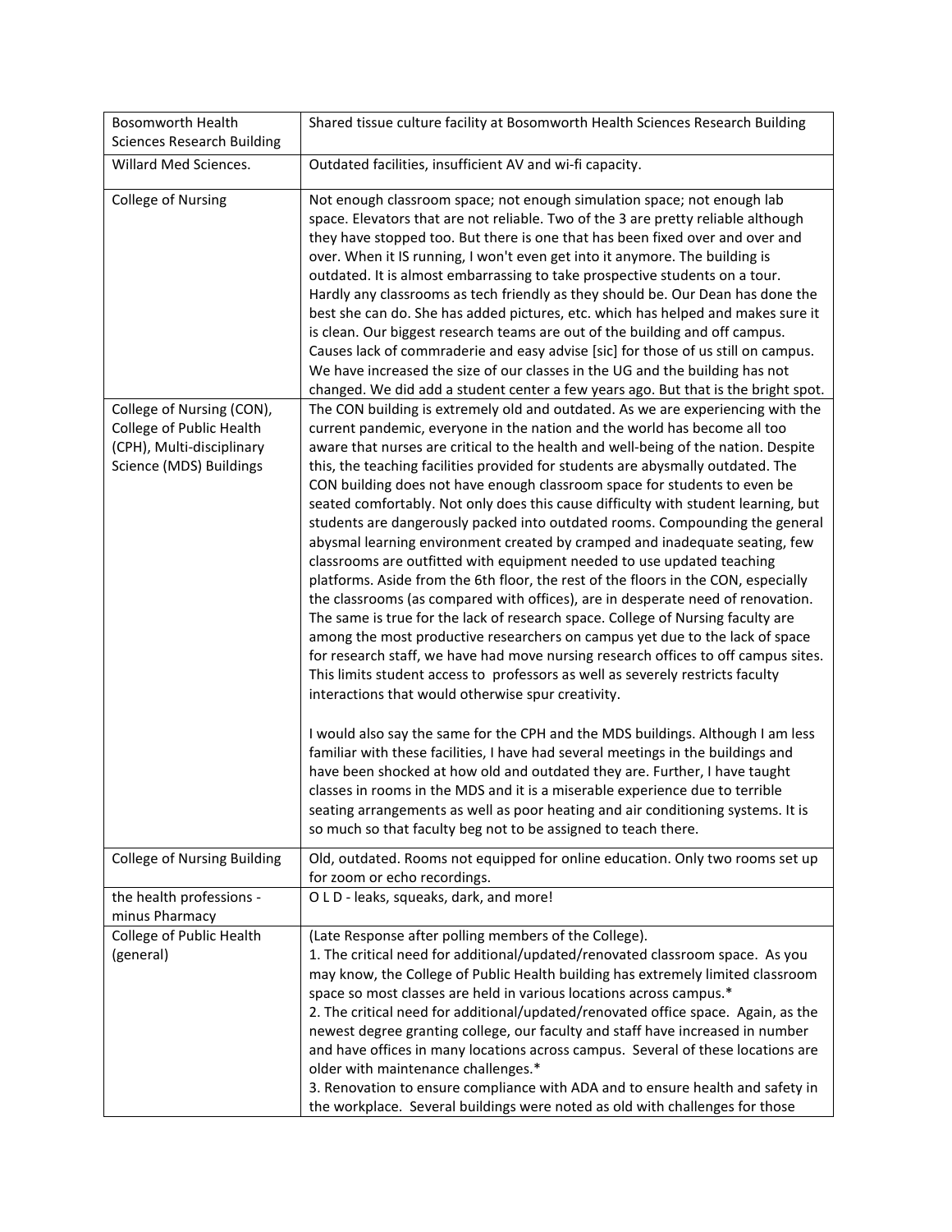| | |
|---|---|
| Bosomworth Health Sciences Research Building | Shared tissue culture facility at Bosomworth Health Sciences Research Building |
| Willard Med Sciences. | Outdated facilities, insufficient AV and wi-fi capacity. |
| College of Nursing | Not enough classroom space; not enough simulation space; not enough lab space. Elevators that are not reliable. Two of the 3 are pretty reliable although they have stopped too. But there is one that has been fixed over and over and over. When it IS running, I won't even get into it anymore. The building is outdated. It is almost embarrassing to take prospective students on a tour. Hardly any classrooms as tech friendly as they should be. Our Dean has done the best she can do. She has added pictures, etc. which has helped and makes sure it is clean. Our biggest research teams are out of the building and off campus. Causes lack of commraderie and easy advise [sic] for those of us still on campus. We have increased the size of our classes in the UG and the building has not changed. We did add a student center a few years ago. But that is the bright spot. |
| College of Nursing (CON), College of Public Health (CPH), Multi-disciplinary Science (MDS) Buildings | The CON building is extremely old and outdated. As we are experiencing with the current pandemic, everyone in the nation and the world has become all too aware that nurses are critical to the health and well-being of the nation. Despite this, the teaching facilities provided for students are abysmally outdated. The CON building does not have enough classroom space for students to even be seated comfortably. Not only does this cause difficulty with student learning, but students are dangerously packed into outdated rooms. Compounding the general abysmal learning environment created by cramped and inadequate seating, few classrooms are outfitted with equipment needed to use updated teaching platforms. Aside from the 6th floor, the rest of the floors in the CON, especially the classrooms (as compared with offices), are in desperate need of renovation. The same is true for the lack of research space. College of Nursing faculty are among the most productive researchers on campus yet due to the lack of space for research staff, we have had move nursing research offices to off campus sites. This limits student access to professors as well as severely restricts faculty interactions that would otherwise spur creativity.<br><br>I would also say the same for the CPH and the MDS buildings. Although I am less familiar with these facilities, I have had several meetings in the buildings and have been shocked at how old and outdated they are. Further, I have taught classes in rooms in the MDS and it is a miserable experience due to terrible seating arrangements as well as poor heating and air conditioning systems. It is so much so that faculty beg not to be assigned to teach there. |
| College of Nursing Building | Old, outdated. Rooms not equipped for online education. Only two rooms set up for zoom or echo recordings. |
| the health professions - minus Pharmacy | O L D - leaks, squeaks, dark, and more! |
| College of Public Health (general) | (Late Response after polling members of the College).<br>1. The critical need for additional/updated/renovated classroom space. As you may know, the College of Public Health building has extremely limited classroom space so most classes are held in various locations across campus.*<br>2. The critical need for additional/updated/renovated office space. Again, as the newest degree granting college, our faculty and staff have increased in number and have offices in many locations across campus. Several of these locations are older with maintenance challenges.*<br>3. Renovation to ensure compliance with ADA and to ensure health and safety in the workplace. Several buildings were noted as old with challenges for those |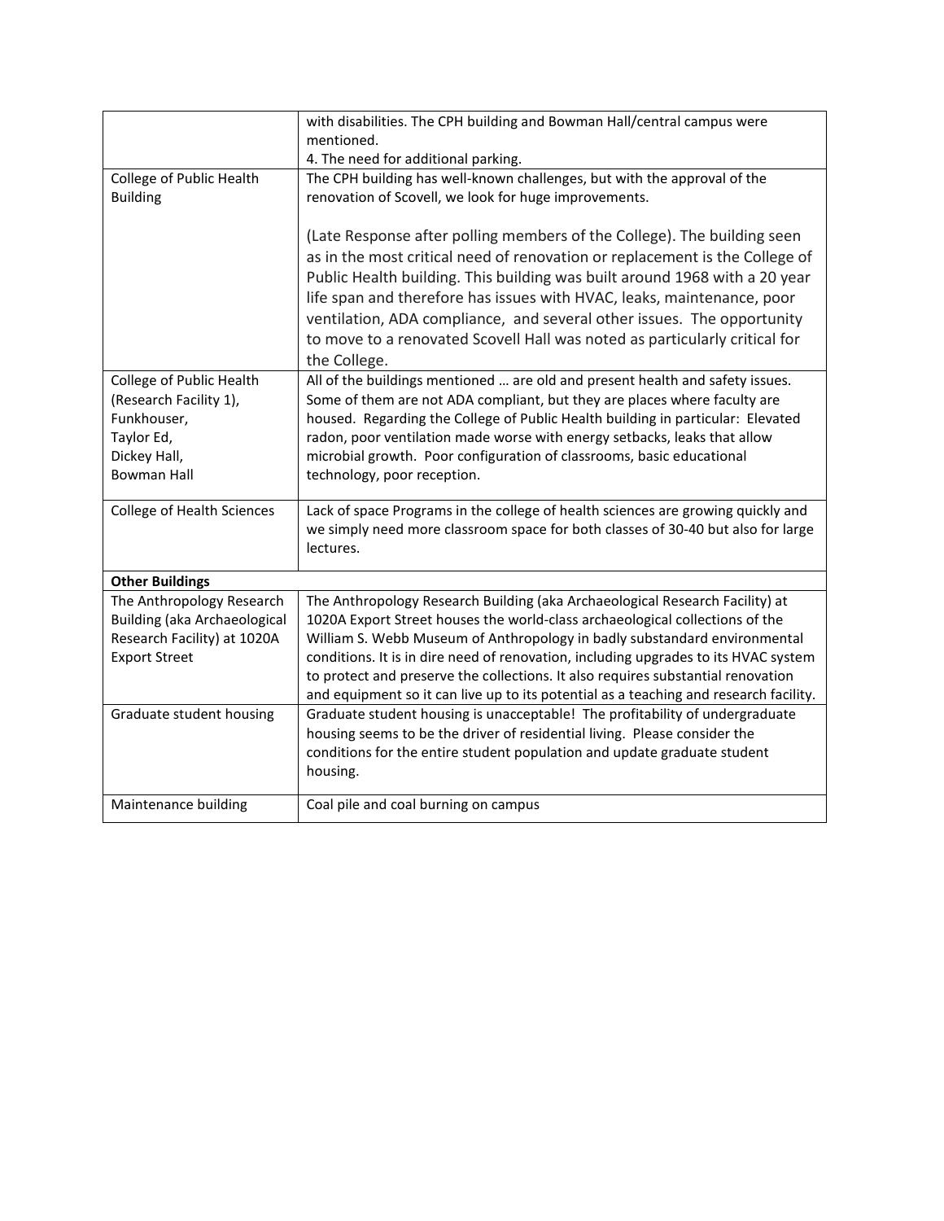| | |
|---|---|
| | with disabilities. The CPH building and Bowman Hall/central campus were mentioned.<br>4. The need for additional parking. |
| College of Public Health Building | The CPH building has well-known challenges, but with the approval of the renovation of Scovell, we look for huge improvements.<br><br>(Late Response after polling members of the College). The building seen as in the most critical need of renovation or replacement is the College of Public Health building. This building was built around 1968 with a 20 year life span and therefore has issues with HVAC, leaks, maintenance, poor ventilation, ADA compliance, and several other issues. The opportunity to move to a renovated Scovell Hall was noted as particularly critical for the College. |
| College of Public Health (Research Facility 1),<br>Funkhouser,<br>Taylor Ed,<br>Dickey Hall,<br>Bowman Hall | All of the buildings mentioned … are old and present health and safety issues. Some of them are not ADA compliant, but they are places where faculty are housed. Regarding the College of Public Health building in particular: Elevated radon, poor ventilation made worse with energy setbacks, leaks that allow microbial growth. Poor configuration of classrooms, basic educational technology, poor reception. |
| College of Health Sciences | Lack of space Programs in the college of health sciences are growing quickly and we simply need more classroom space for both classes of 30-40 but also for large lectures. |
| **Other Buildings** | |
| The Anthropology Research Building (aka Archaeological Research Facility) at 1020A Export Street | The Anthropology Research Building (aka Archaeological Research Facility) at 1020A Export Street houses the world-class archaeological collections of the William S. Webb Museum of Anthropology in badly substandard environmental conditions. It is in dire need of renovation, including upgrades to its HVAC system to protect and preserve the collections. It also requires substantial renovation and equipment so it can live up to its potential as a teaching and research facility. |
| Graduate student housing | Graduate student housing is unacceptable! The profitability of undergraduate housing seems to be the driver of residential living. Please consider the conditions for the entire student population and update graduate student housing. |
| Maintenance building | Coal pile and coal burning on campus |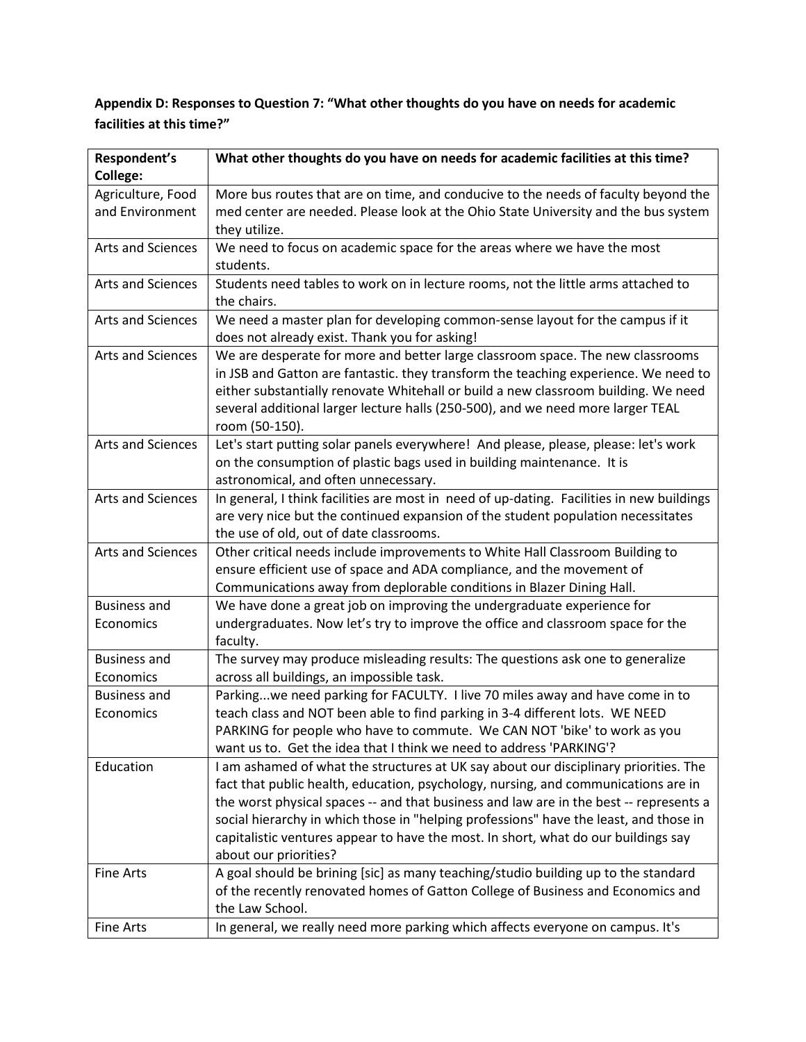**Appendix D: Responses to Question 7: "What other thoughts do you have on needs for academic facilities at this time?"**

| Respondent's College: | What other thoughts do you have on needs for academic facilities at this time? |
|---|---|
| Agriculture, Food and Environment | More bus routes that are on time, and conducive to the needs of faculty beyond the med center are needed. Please look at the Ohio State University and the bus system they utilize. |
| Arts and Sciences | We need to focus on academic space for the areas where we have the most students. |
| Arts and Sciences | Students need tables to work on in lecture rooms, not the little arms attached to the chairs. |
| Arts and Sciences | We need a master plan for developing common-sense layout for the campus if it does not already exist. Thank you for asking! |
| Arts and Sciences | We are desperate for more and better large classroom space. The new classrooms in JSB and Gatton are fantastic. they transform the teaching experience. We need to either substantially renovate Whitehall or build a new classroom building. We need several additional larger lecture halls (250-500), and we need more larger TEAL room (50-150). |
| Arts and Sciences | Let's start putting solar panels everywhere! And please, please, please: let's work on the consumption of plastic bags used in building maintenance. It is astronomical, and often unnecessary. |
| Arts and Sciences | In general, I think facilities are most in need of up-dating. Facilities in new buildings are very nice but the continued expansion of the student population necessitates the use of old, out of date classrooms. |
| Arts and Sciences | Other critical needs include improvements to White Hall Classroom Building to ensure efficient use of space and ADA compliance, and the movement of Communications away from deplorable conditions in Blazer Dining Hall. |
| Business and Economics | We have done a great job on improving the undergraduate experience for undergraduates. Now let's try to improve the office and classroom space for the faculty. |
| Business and Economics | The survey may produce misleading results: The questions ask one to generalize across all buildings, an impossible task. |
| Business and Economics | Parking...we need parking for FACULTY. I live 70 miles away and have come in to teach class and NOT been able to find parking in 3-4 different lots. WE NEED PARKING for people who have to commute. We CAN NOT 'bike' to work as you want us to. Get the idea that I think we need to address 'PARKING'? |
| Education | I am ashamed of what the structures at UK say about our disciplinary priorities. The fact that public health, education, psychology, nursing, and communications are in the worst physical spaces -- and that business and law are in the best -- represents a social hierarchy in which those in "helping professions" have the least, and those in capitalistic ventures appear to have the most. In short, what do our buildings say about our priorities? |
| Fine Arts | A goal should be brining [sic] as many teaching/studio building up to the standard of the recently renovated homes of Gatton College of Business and Economics and the Law School. |
| Fine Arts | In general, we really need more parking which affects everyone on campus. It's |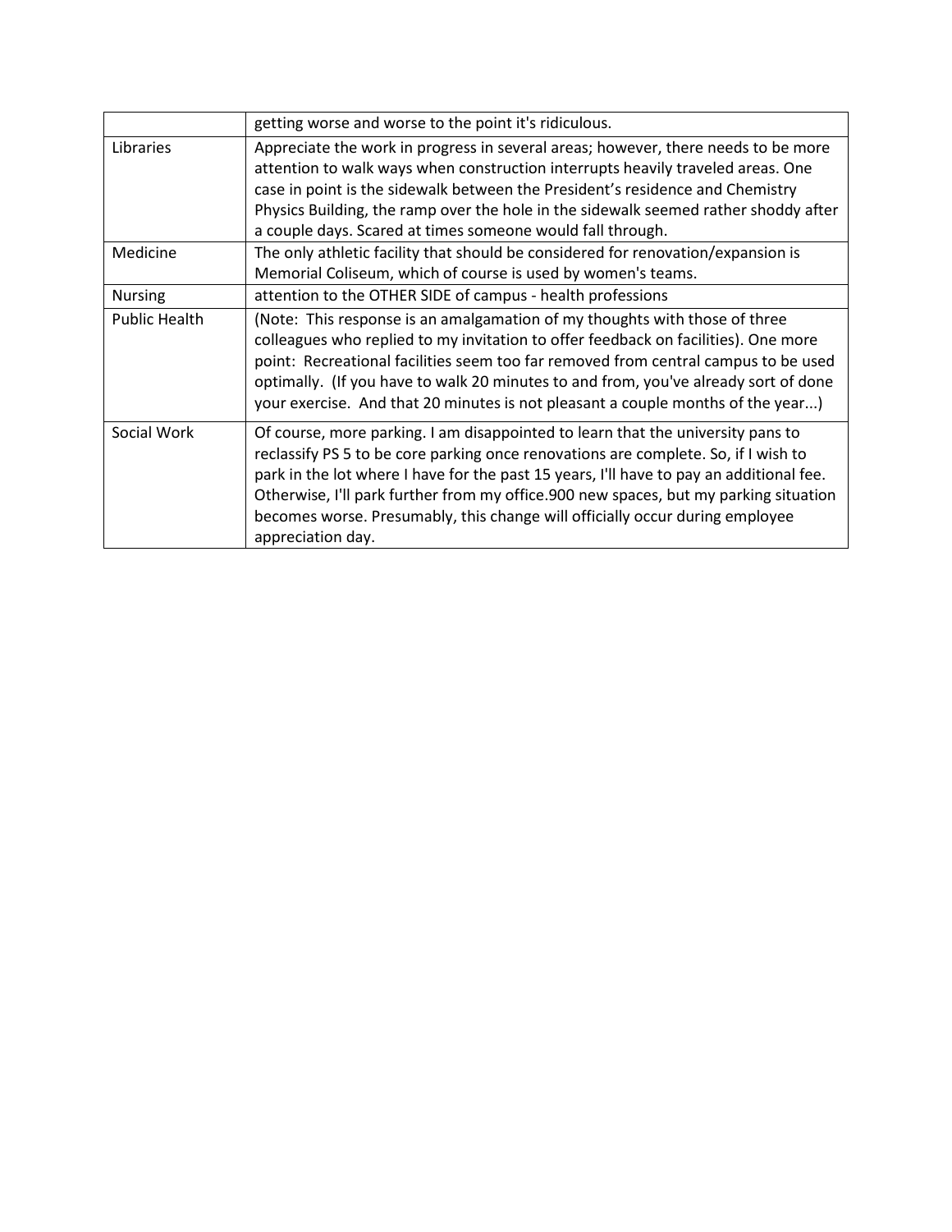| | |
|---|---|
| | getting worse and worse to the point it's ridiculous. |
| Libraries | Appreciate the work in progress in several areas; however, there needs to be more attention to walk ways when construction interrupts heavily traveled areas. One case in point is the sidewalk between the President's residence and Chemistry Physics Building, the ramp over the hole in the sidewalk seemed rather shoddy after a couple days. Scared at times someone would fall through. |
| Medicine | The only athletic facility that should be considered for renovation/expansion is Memorial Coliseum, which of course is used by women's teams. |
| Nursing | attention to the OTHER SIDE of campus - health professions |
| Public Health | (Note: This response is an amalgamation of my thoughts with those of three colleagues who replied to my invitation to offer feedback on facilities). One more point: Recreational facilities seem too far removed from central campus to be used optimally. (If you have to walk 20 minutes to and from, you've already sort of done your exercise. And that 20 minutes is not pleasant a couple months of the year...) |
| Social Work | Of course, more parking. I am disappointed to learn that the university pans to reclassify PS 5 to be core parking once renovations are complete. So, if I wish to park in the lot where I have for the past 15 years, I'll have to pay an additional fee. Otherwise, I'll park further from my office.900 new spaces, but my parking situation becomes worse. Presumably, this change will officially occur during employee appreciation day. |